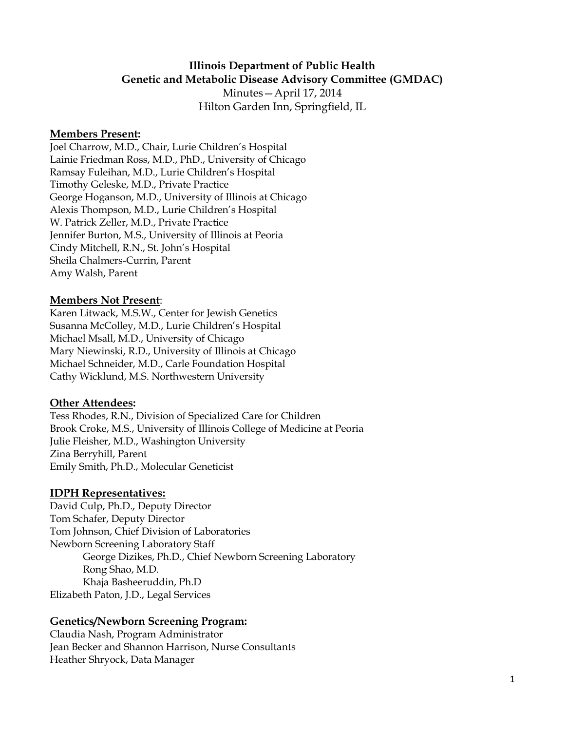**Illinois Department of Public Health**
**Genetic and Metabolic Disease Advisory Committee (GMDAC)**
Minutes—April 17, 2014
Hilton Garden Inn, Springfield, IL

**Members Present:**

Joel Charrow, M.D., Chair, Lurie Children's Hospital
Lainie Friedman Ross, M.D., PhD., University of Chicago
Ramsay Fuleihan, M.D., Lurie Children's Hospital
Timothy Geleske, M.D., Private Practice
George Hoganson, M.D., University of Illinois at Chicago
Alexis Thompson, M.D., Lurie Children's Hospital
W. Patrick Zeller, M.D., Private Practice
Jennifer Burton, M.S., University of Illinois at Peoria
Cindy Mitchell, R.N., St. John's Hospital
Sheila Chalmers-Currin, Parent
Amy Walsh, Parent

**Members Not Present**:

Karen Litwack, M.S.W., Center for Jewish Genetics
Susanna McColley, M.D., Lurie Children's Hospital
Michael Msall, M.D., University of Chicago
Mary Niewinski, R.D., University of Illinois at Chicago
Michael Schneider, M.D., Carle Foundation Hospital
Cathy Wicklund, M.S. Northwestern University

**Other Attendees:**

Tess Rhodes, R.N., Division of Specialized Care for Children
Brook Croke, M.S., University of Illinois College of Medicine at Peoria
Julie Fleisher, M.D., Washington University
Zina Berryhill, Parent
Emily Smith, Ph.D., Molecular Geneticist

**IDPH Representatives:**

David Culp, Ph.D., Deputy Director
Tom Schafer, Deputy Director
Tom Johnson, Chief Division of Laboratories
Newborn Screening Laboratory Staff
 George Dizikes, Ph.D., Chief Newborn Screening Laboratory
 Rong Shao, M.D.
 Khaja Basheeruddin, Ph.D
Elizabeth Paton, J.D., Legal Services

**Genetics/Newborn Screening Program:**

Claudia Nash, Program Administrator
Jean Becker and Shannon Harrison, Nurse Consultants
Heather Shryock, Data Manager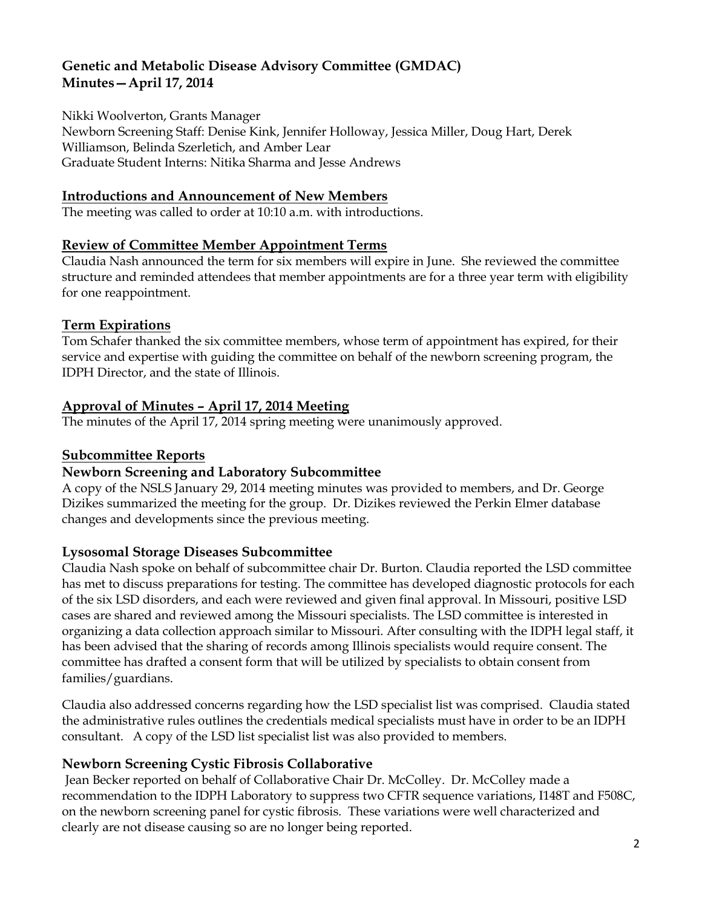## Genetic and Metabolic Disease Advisory Committee (GMDAC)
## Minutes—April 17, 2014

Nikki Woolverton, Grants Manager
Newborn Screening Staff: Denise Kink, Jennifer Holloway, Jessica Miller, Doug Hart, Derek Williamson, Belinda Szerletich, and Amber Lear
Graduate Student Interns: Nitika Sharma and Jesse Andrews

### Introductions and Announcement of New Members

The meeting was called to order at 10:10 a.m. with introductions.

### Review of Committee Member Appointment Terms

Claudia Nash announced the term for six members will expire in June. She reviewed the committee structure and reminded attendees that member appointments are for a three year term with eligibility for one reappointment.

### Term Expirations

Tom Schafer thanked the six committee members, whose term of appointment has expired, for their service and expertise with guiding the committee on behalf of the newborn screening program, the IDPH Director, and the state of Illinois.

### Approval of Minutes – April 17, 2014 Meeting

The minutes of the April 17, 2014 spring meeting were unanimously approved.

### Subcommittee Reports

#### Newborn Screening and Laboratory Subcommittee

A copy of the NSLS January 29, 2014 meeting minutes was provided to members, and Dr. George Dizikes summarized the meeting for the group. Dr. Dizikes reviewed the Perkin Elmer database changes and developments since the previous meeting.

#### Lysosomal Storage Diseases Subcommittee

Claudia Nash spoke on behalf of subcommittee chair Dr. Burton. Claudia reported the LSD committee has met to discuss preparations for testing. The committee has developed diagnostic protocols for each of the six LSD disorders, and each were reviewed and given final approval. In Missouri, positive LSD cases are shared and reviewed among the Missouri specialists. The LSD committee is interested in organizing a data collection approach similar to Missouri. After consulting with the IDPH legal staff, it has been advised that the sharing of records among Illinois specialists would require consent. The committee has drafted a consent form that will be utilized by specialists to obtain consent from families/guardians.

Claudia also addressed concerns regarding how the LSD specialist list was comprised. Claudia stated the administrative rules outlines the credentials medical specialists must have in order to be an IDPH consultant. A copy of the LSD list specialist list was also provided to members.

#### Newborn Screening Cystic Fibrosis Collaborative

Jean Becker reported on behalf of Collaborative Chair Dr. McColley. Dr. McColley made a recommendation to the IDPH Laboratory to suppress two CFTR sequence variations, I148T and F508C, on the newborn screening panel for cystic fibrosis. These variations were well characterized and clearly are not disease causing so are no longer being reported.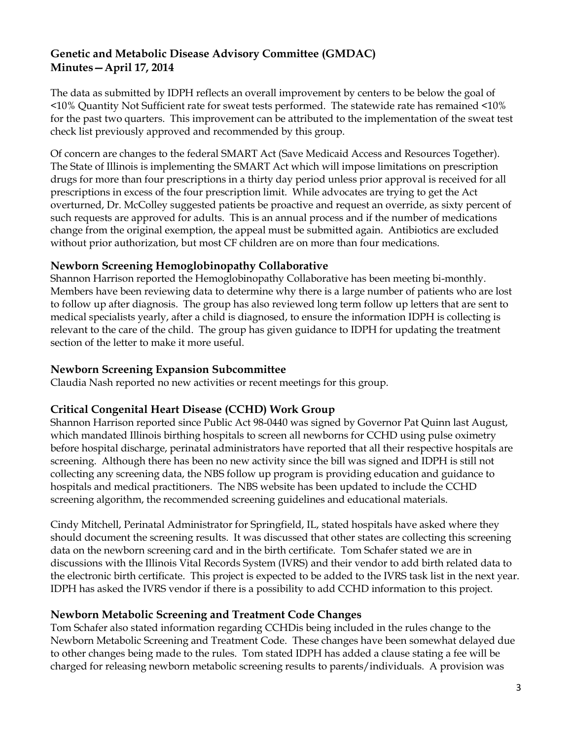**Genetic and Metabolic Disease Advisory Committee (GMDAC)**
**Minutes—April 17, 2014**

The data as submitted by IDPH reflects an overall improvement by centers to be below the goal of <10% Quantity Not Sufficient rate for sweat tests performed. The statewide rate has remained <10% for the past two quarters. This improvement can be attributed to the implementation of the sweat test check list previously approved and recommended by this group.

Of concern are changes to the federal SMART Act (Save Medicaid Access and Resources Together). The State of Illinois is implementing the SMART Act which will impose limitations on prescription drugs for more than four prescriptions in a thirty day period unless prior approval is received for all prescriptions in excess of the four prescription limit. While advocates are trying to get the Act overturned, Dr. McColley suggested patients be proactive and request an override, as sixty percent of such requests are approved for adults. This is an annual process and if the number of medications change from the original exemption, the appeal must be submitted again. Antibiotics are excluded without prior authorization, but most CF children are on more than four medications.

### Newborn Screening Hemoglobinopathy Collaborative

Shannon Harrison reported the Hemoglobinopathy Collaborative has been meeting bi-monthly. Members have been reviewing data to determine why there is a large number of patients who are lost to follow up after diagnosis. The group has also reviewed long term follow up letters that are sent to medical specialists yearly, after a child is diagnosed, to ensure the information IDPH is collecting is relevant to the care of the child. The group has given guidance to IDPH for updating the treatment section of the letter to make it more useful.

### Newborn Screening Expansion Subcommittee

Claudia Nash reported no new activities or recent meetings for this group.

### Critical Congenital Heart Disease (CCHD) Work Group

Shannon Harrison reported since Public Act 98-0440 was signed by Governor Pat Quinn last August, which mandated Illinois birthing hospitals to screen all newborns for CCHD using pulse oximetry before hospital discharge, perinatal administrators have reported that all their respective hospitals are screening. Although there has been no new activity since the bill was signed and IDPH is still not collecting any screening data, the NBS follow up program is providing education and guidance to hospitals and medical practitioners. The NBS website has been updated to include the CCHD screening algorithm, the recommended screening guidelines and educational materials.

Cindy Mitchell, Perinatal Administrator for Springfield, IL, stated hospitals have asked where they should document the screening results. It was discussed that other states are collecting this screening data on the newborn screening card and in the birth certificate. Tom Schafer stated we are in discussions with the Illinois Vital Records System (IVRS) and their vendor to add birth related data to the electronic birth certificate. This project is expected to be added to the IVRS task list in the next year. IDPH has asked the IVRS vendor if there is a possibility to add CCHD information to this project.

### Newborn Metabolic Screening and Treatment Code Changes

Tom Schafer also stated information regarding CCHDis being included in the rules change to the Newborn Metabolic Screening and Treatment Code. These changes have been somewhat delayed due to other changes being made to the rules. Tom stated IDPH has added a clause stating a fee will be charged for releasing newborn metabolic screening results to parents/individuals. A provision was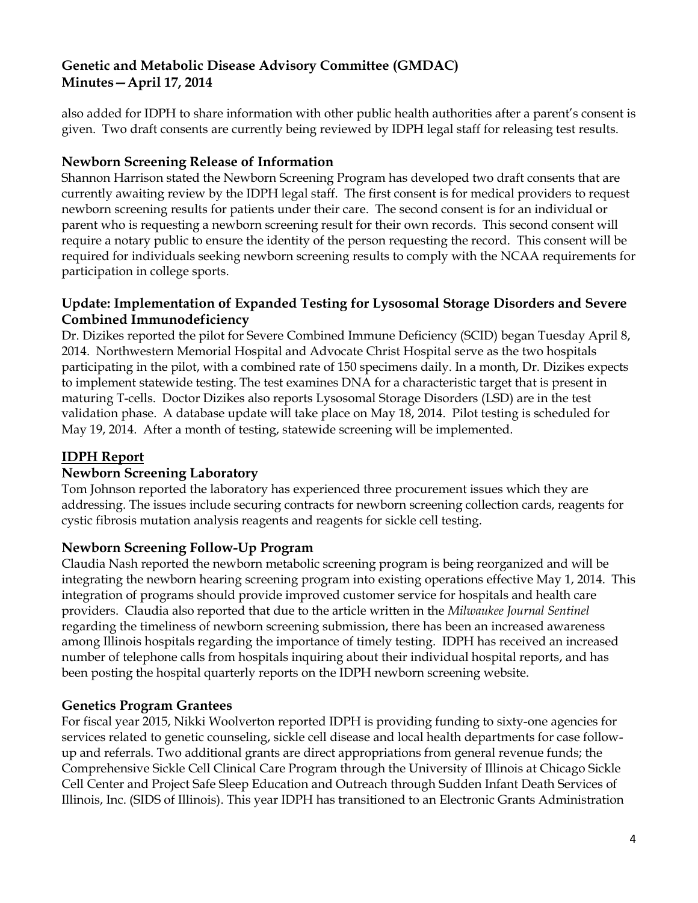also added for IDPH to share information with other public health authorities after a parent's consent is given. Two draft consents are currently being reviewed by IDPH legal staff for releasing test results.

### Newborn Screening Release of Information

Shannon Harrison stated the Newborn Screening Program has developed two draft consents that are currently awaiting review by the IDPH legal staff. The first consent is for medical providers to request newborn screening results for patients under their care. The second consent is for an individual or parent who is requesting a newborn screening result for their own records. This second consent will require a notary public to ensure the identity of the person requesting the record. This consent will be required for individuals seeking newborn screening results to comply with the NCAA requirements for participation in college sports.

### Update: Implementation of Expanded Testing for Lysosomal Storage Disorders and Severe Combined Immunodeficiency

Dr. Dizikes reported the pilot for Severe Combined Immune Deficiency (SCID) began Tuesday April 8, 2014. Northwestern Memorial Hospital and Advocate Christ Hospital serve as the two hospitals participating in the pilot, with a combined rate of 150 specimens daily. In a month, Dr. Dizikes expects to implement statewide testing. The test examines DNA for a characteristic target that is present in maturing T-cells. Doctor Dizikes also reports Lysosomal Storage Disorders (LSD) are in the test validation phase. A database update will take place on May 18, 2014. Pilot testing is scheduled for May 19, 2014. After a month of testing, statewide screening will be implemented.

## <u>IDPH Report</u>

### Newborn Screening Laboratory

Tom Johnson reported the laboratory has experienced three procurement issues which they are addressing. The issues include securing contracts for newborn screening collection cards, reagents for cystic fibrosis mutation analysis reagents and reagents for sickle cell testing.

### Newborn Screening Follow-Up Program

Claudia Nash reported the newborn metabolic screening program is being reorganized and will be integrating the newborn hearing screening program into existing operations effective May 1, 2014. This integration of programs should provide improved customer service for hospitals and health care providers. Claudia also reported that due to the article written in the *Milwaukee Journal Sentinel* regarding the timeliness of newborn screening submission, there has been an increased awareness among Illinois hospitals regarding the importance of timely testing. IDPH has received an increased number of telephone calls from hospitals inquiring about their individual hospital reports, and has been posting the hospital quarterly reports on the IDPH newborn screening website.

### Genetics Program Grantees

For fiscal year 2015, Nikki Woolverton reported IDPH is providing funding to sixty-one agencies for services related to genetic counseling, sickle cell disease and local health departments for case follow-up and referrals. Two additional grants are direct appropriations from general revenue funds; the Comprehensive Sickle Cell Clinical Care Program through the University of Illinois at Chicago Sickle Cell Center and Project Safe Sleep Education and Outreach through Sudden Infant Death Services of Illinois, Inc. (SIDS of Illinois). This year IDPH has transitioned to an Electronic Grants Administration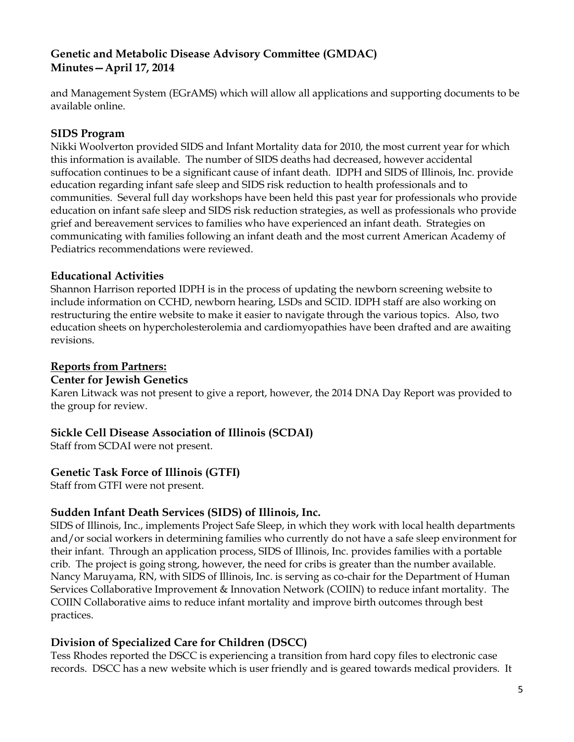and Management System (EGrAMS) which will allow all applications and supporting documents to be available online.

## SIDS Program

Nikki Woolverton provided SIDS and Infant Mortality data for 2010, the most current year for which this information is available. The number of SIDS deaths had decreased, however accidental suffocation continues to be a significant cause of infant death. IDPH and SIDS of Illinois, Inc. provide education regarding infant safe sleep and SIDS risk reduction to health professionals and to communities. Several full day workshops have been held this past year for professionals who provide education on infant safe sleep and SIDS risk reduction strategies, as well as professionals who provide grief and bereavement services to families who have experienced an infant death. Strategies on communicating with families following an infant death and the most current American Academy of Pediatrics recommendations were reviewed.

## Educational Activities

Shannon Harrison reported IDPH is in the process of updating the newborn screening website to include information on CCHD, newborn hearing, LSDs and SCID. IDPH staff are also working on restructuring the entire website to make it easier to navigate through the various topics. Also, two education sheets on hypercholesterolemia and cardiomyopathies have been drafted and are awaiting revisions.

## Reports from Partners:

## Center for Jewish Genetics

Karen Litwack was not present to give a report, however, the 2014 DNA Day Report was provided to the group for review.

## Sickle Cell Disease Association of Illinois (SCDAI)

Staff from SCDAI were not present.

## Genetic Task Force of Illinois (GTFI)

Staff from GTFI were not present.

## Sudden Infant Death Services (SIDS) of Illinois, Inc.

SIDS of Illinois, Inc., implements Project Safe Sleep, in which they work with local health departments and/or social workers in determining families who currently do not have a safe sleep environment for their infant. Through an application process, SIDS of Illinois, Inc. provides families with a portable crib. The project is going strong, however, the need for cribs is greater than the number available. Nancy Maruyama, RN, with SIDS of Illinois, Inc. is serving as co-chair for the Department of Human Services Collaborative Improvement & Innovation Network (COIIN) to reduce infant mortality. The COIIN Collaborative aims to reduce infant mortality and improve birth outcomes through best practices.

## Division of Specialized Care for Children (DSCC)

Tess Rhodes reported the DSCC is experiencing a transition from hard copy files to electronic case records. DSCC has a new website which is user friendly and is geared towards medical providers. It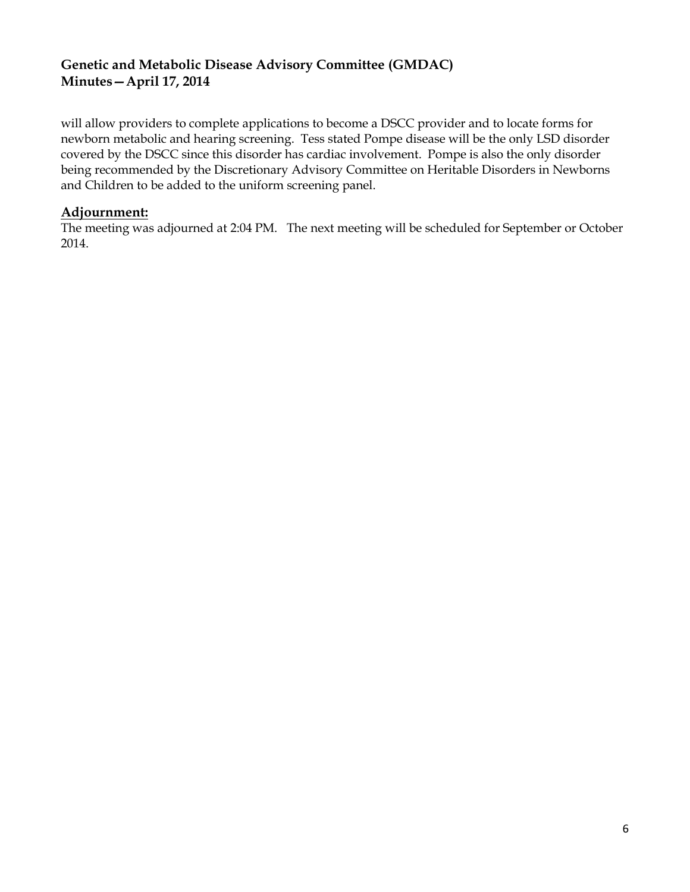will allow providers to complete applications to become a DSCC provider and to locate forms for newborn metabolic and hearing screening. Tess stated Pompe disease will be the only LSD disorder covered by the DSCC since this disorder has cardiac involvement. Pompe is also the only disorder being recommended by the Discretionary Advisory Committee on Heritable Disorders in Newborns and Children to be added to the uniform screening panel.

## Adjournment:

The meeting was adjourned at 2:04 PM. The next meeting will be scheduled for September or October 2014.